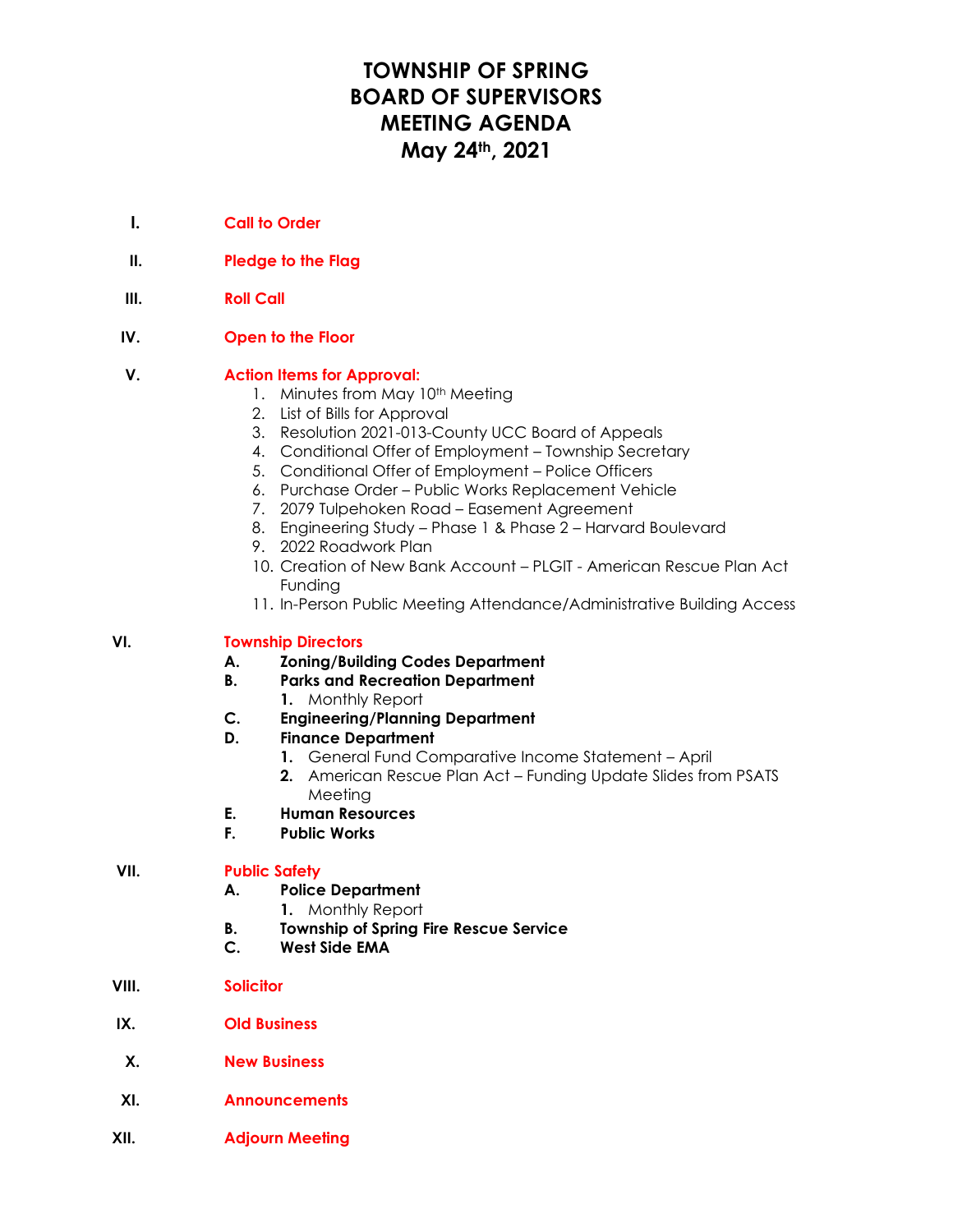# TOWNSHIP OF SPRING
# BOARD OF SUPERVISORS
# MEETING AGENDA
# May 24th, 2021

**I.** **Call to Order**

**II.** **Pledge to the Flag**

**III.** **Roll Call**

**IV.** **Open to the Floor**

**V.** **Action Items for Approval:**

1. Minutes from May 10th Meeting
2. List of Bills for Approval
3. Resolution 2021-013-County UCC Board of Appeals
4. Conditional Offer of Employment – Township Secretary
5. Conditional Offer of Employment – Police Officers
6. Purchase Order – Public Works Replacement Vehicle
7. 2079 Tulpehoken Road – Easement Agreement
8. Engineering Study – Phase 1 & Phase 2 – Harvard Boulevard
9. 2022 Roadwork Plan
10. Creation of New Bank Account – PLGIT - American Rescue Plan Act Funding
11. In-Person Public Meeting Attendance/Administrative Building Access

**VI.** **Township Directors**

- **A.** **Zoning/Building Codes Department**
- **B.** **Parks and Recreation Department**
  1. Monthly Report
- **C.** **Engineering/Planning Department**
- **D.** **Finance Department**
  1. General Fund Comparative Income Statement – April
  2. American Rescue Plan Act – Funding Update Slides from PSATS Meeting
- **E.** **Human Resources**
- **F.** **Public Works**

**VII.** **Public Safety**

- **A.** **Police Department**
  1. Monthly Report
- **B.** **Township of Spring Fire Rescue Service**
- **C.** **West Side EMA**

**VIII.** **Solicitor**

**IX.** **Old Business**

**X.** **New Business**

**XI.** **Announcements**

**XII.** **Adjourn Meeting**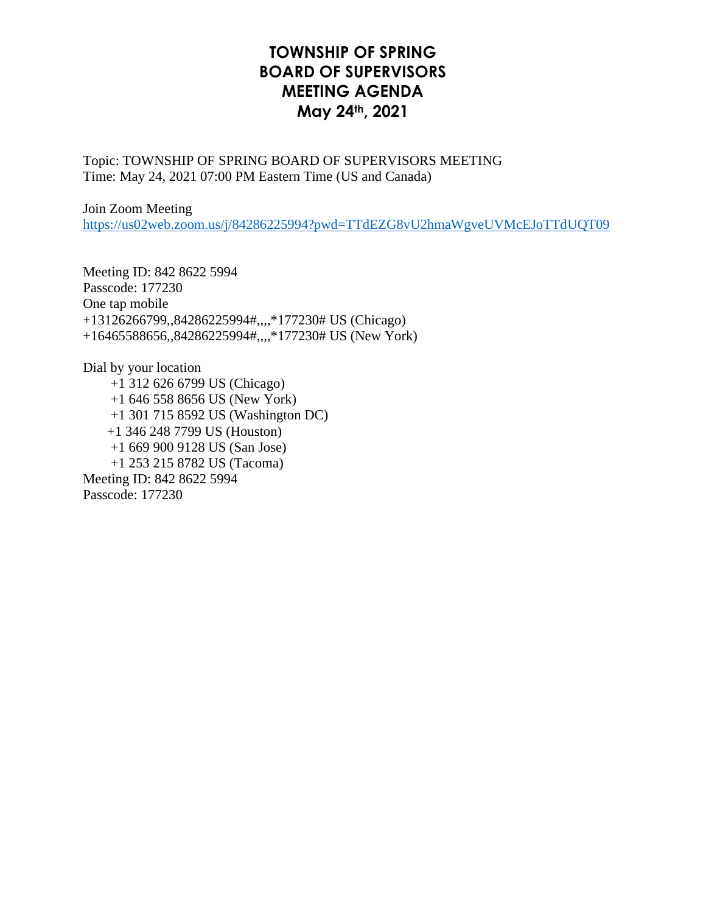# TOWNSHIP OF SPRING
# BOARD OF SUPERVISORS
# MEETING AGENDA
# May 24th, 2021

Topic: TOWNSHIP OF SPRING BOARD OF SUPERVISORS MEETING
Time: May 24, 2021 07:00 PM Eastern Time (US and Canada)

Join Zoom Meeting
https://us02web.zoom.us/j/84286225994?pwd=TTdEZG8vU2hmaWgveUVMcEJoTTdUQT09

Meeting ID: 842 8622 5994
Passcode: 177230
One tap mobile
+13126266799,,84286225994#,,,,*177230# US (Chicago)
+16465588656,,84286225994#,,,,*177230# US (New York)

Dial by your location
+1 312 626 6799 US (Chicago)
+1 646 558 8656 US (New York)
+1 301 715 8592 US (Washington DC)
+1 346 248 7799 US (Houston)
+1 669 900 9128 US (San Jose)
+1 253 215 8782 US (Tacoma)
Meeting ID: 842 8622 5994
Passcode: 177230